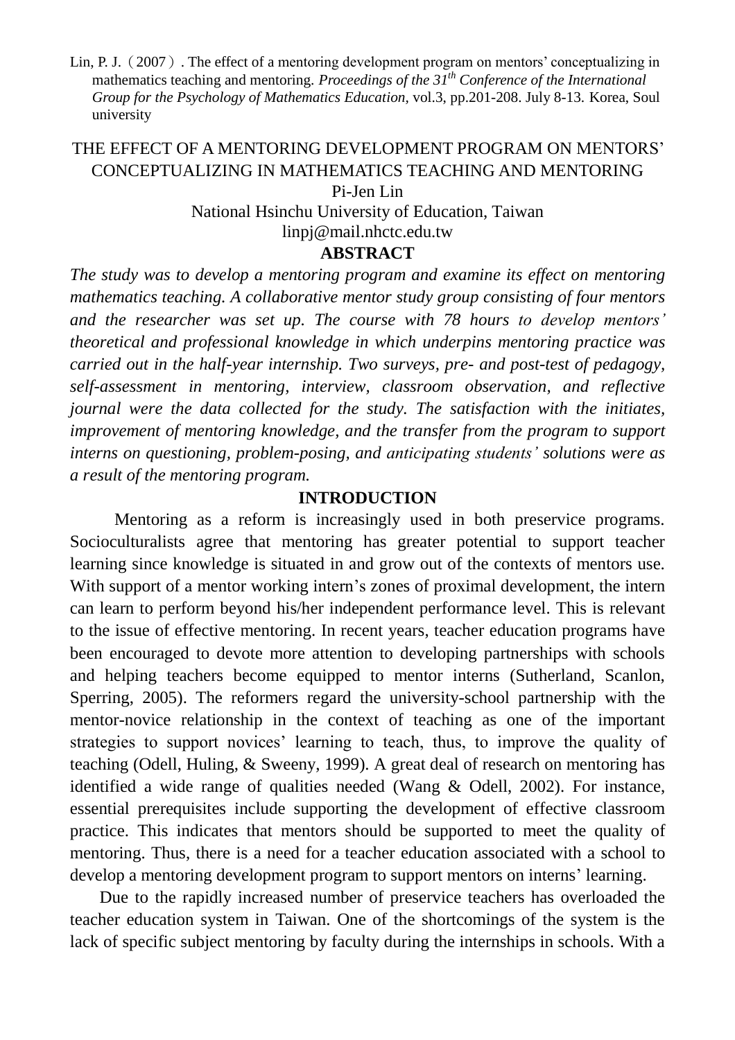Lin, P. J.（2007）. The effect of a mentoring development program on mentors' conceptualizing in mathematics teaching and mentoring. *Proceedings of the 31[th] Conference of the International Group for the Psychology of Mathematics Education*, vol.3, pp.201-208. July 8-13. Korea, Soul university

# THE EFFECT OF A MENTORING DEVELOPMENT PROGRAM ON MENTORS' CONCEPTUALIZING IN MATHEMATICS TEACHING AND MENTORING

Pi-Jen Lin

National Hsinchu University of Education, Taiwan

linpj@mail.nhctc.edu.tw

## ABSTRACT

*The study was to develop a mentoring program and examine its effect on mentoring mathematics teaching. A collaborative mentor study group consisting of four mentors and the researcher was set up. The course with 78 hours to develop mentors' theoretical and professional knowledge in which underpins mentoring practice was carried out in the half-year internship. Two surveys, pre- and post-test of pedagogy, self-assessment in mentoring, interview, classroom observation, and reflective journal were the data collected for the study. The satisfaction with the initiates, improvement of mentoring knowledge, and the transfer from the program to support interns on questioning, problem-posing, and anticipating students' solutions were as a result of the mentoring program.*

## INTRODUCTION

Mentoring as a reform is increasingly used in both preservice programs. Socioculturalists agree that mentoring has greater potential to support teacher learning since knowledge is situated in and grow out of the contexts of mentors use. With support of a mentor working intern's zones of proximal development, the intern can learn to perform beyond his/her independent performance level. This is relevant to the issue of effective mentoring. In recent years, teacher education programs have been encouraged to devote more attention to developing partnerships with schools and helping teachers become equipped to mentor interns (Sutherland, Scanlon, Sperring, 2005). The reformers regard the university-school partnership with the mentor-novice relationship in the context of teaching as one of the important strategies to support novices' learning to teach, thus, to improve the quality of teaching (Odell, Huling, & Sweeny, 1999). A great deal of research on mentoring has identified a wide range of qualities needed (Wang & Odell, 2002). For instance, essential prerequisites include supporting the development of effective classroom practice. This indicates that mentors should be supported to meet the quality of mentoring. Thus, there is a need for a teacher education associated with a school to develop a mentoring development program to support mentors on interns' learning.

Due to the rapidly increased number of preservice teachers has overloaded the teacher education system in Taiwan. One of the shortcomings of the system is the lack of specific subject mentoring by faculty during the internships in schools. With a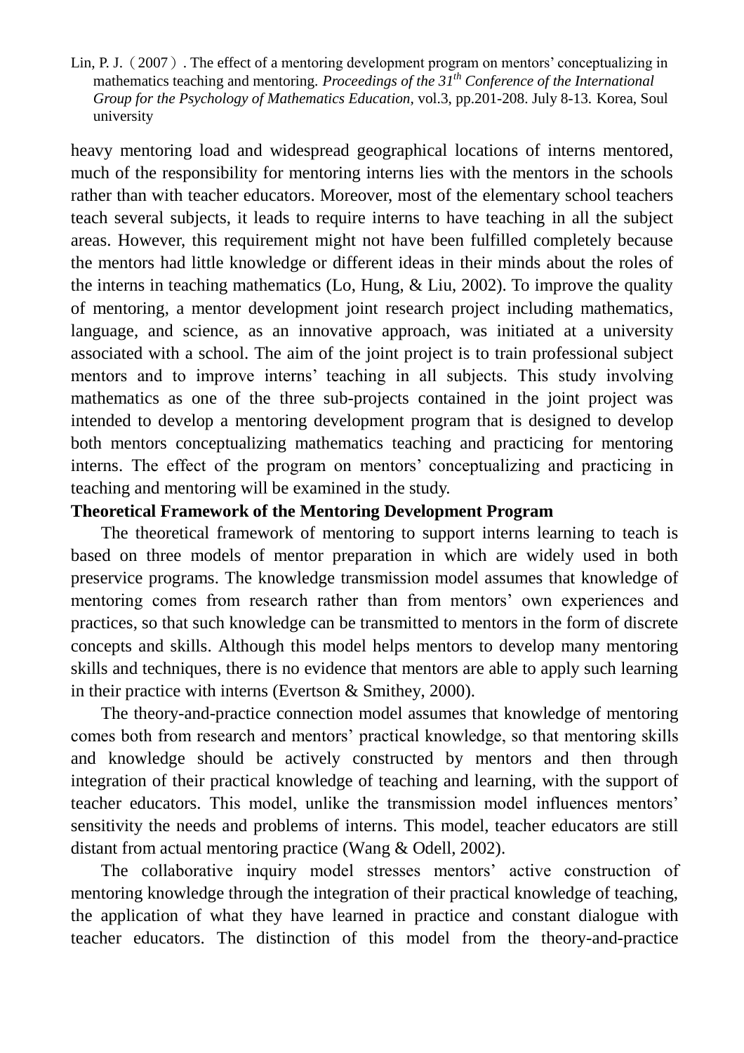heavy mentoring load and widespread geographical locations of interns mentored, much of the responsibility for mentoring interns lies with the mentors in the schools rather than with teacher educators. Moreover, most of the elementary school teachers teach several subjects, it leads to require interns to have teaching in all the subject areas. However, this requirement might not have been fulfilled completely because the mentors had little knowledge or different ideas in their minds about the roles of the interns in teaching mathematics (Lo, Hung, & Liu, 2002). To improve the quality of mentoring, a mentor development joint research project including mathematics, language, and science, as an innovative approach, was initiated at a university associated with a school. The aim of the joint project is to train professional subject mentors and to improve interns' teaching in all subjects. This study involving mathematics as one of the three sub-projects contained in the joint project was intended to develop a mentoring development program that is designed to develop both mentors conceptualizing mathematics teaching and practicing for mentoring interns. The effect of the program on mentors' conceptualizing and practicing in teaching and mentoring will be examined in the study.

**Theoretical Framework of the Mentoring Development Program**

The theoretical framework of mentoring to support interns learning to teach is based on three models of mentor preparation in which are widely used in both preservice programs. The knowledge transmission model assumes that knowledge of mentoring comes from research rather than from mentors' own experiences and practices, so that such knowledge can be transmitted to mentors in the form of discrete concepts and skills. Although this model helps mentors to develop many mentoring skills and techniques, there is no evidence that mentors are able to apply such learning in their practice with interns (Evertson & Smithey, 2000).

The theory-and-practice connection model assumes that knowledge of mentoring comes both from research and mentors' practical knowledge, so that mentoring skills and knowledge should be actively constructed by mentors and then through integration of their practical knowledge of teaching and learning, with the support of teacher educators. This model, unlike the transmission model influences mentors' sensitivity the needs and problems of interns. This model, teacher educators are still distant from actual mentoring practice (Wang & Odell, 2002).

The collaborative inquiry model stresses mentors' active construction of mentoring knowledge through the integration of their practical knowledge of teaching, the application of what they have learned in practice and constant dialogue with teacher educators. The distinction of this model from the theory-and-practice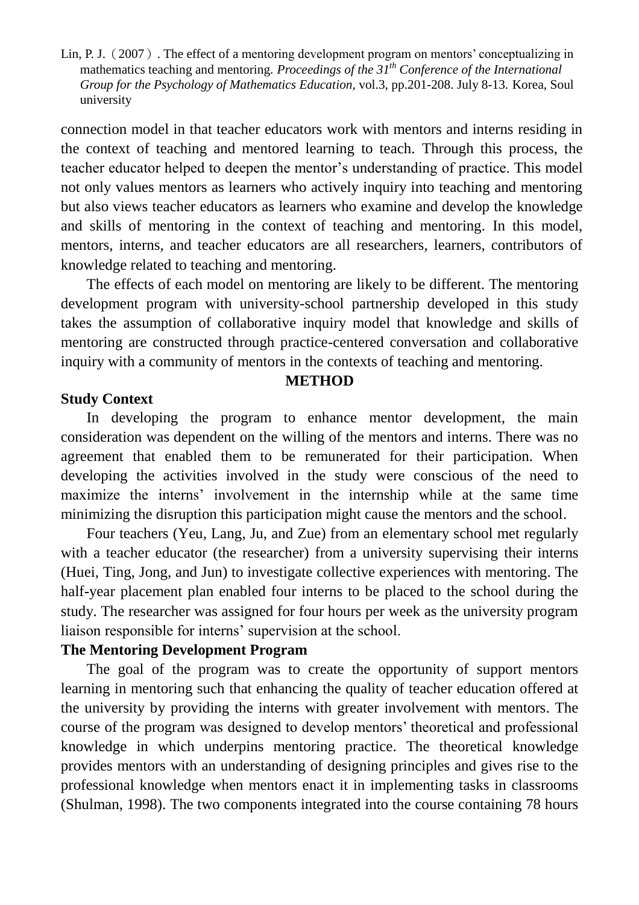connection model in that teacher educators work with mentors and interns residing in the context of teaching and mentored learning to teach. Through this process, the teacher educator helped to deepen the mentor's understanding of practice. This model not only values mentors as learners who actively inquiry into teaching and mentoring but also views teacher educators as learners who examine and develop the knowledge and skills of mentoring in the context of teaching and mentoring. In this model, mentors, interns, and teacher educators are all researchers, learners, contributors of knowledge related to teaching and mentoring.

The effects of each model on mentoring are likely to be different. The mentoring development program with university-school partnership developed in this study takes the assumption of collaborative inquiry model that knowledge and skills of mentoring are constructed through practice-centered conversation and collaborative inquiry with a community of mentors in the contexts of teaching and mentoring.

## METHOD

### Study Context

In developing the program to enhance mentor development, the main consideration was dependent on the willing of the mentors and interns. There was no agreement that enabled them to be remunerated for their participation. When developing the activities involved in the study were conscious of the need to maximize the interns' involvement in the internship while at the same time minimizing the disruption this participation might cause the mentors and the school.

Four teachers (Yeu, Lang, Ju, and Zue) from an elementary school met regularly with a teacher educator (the researcher) from a university supervising their interns (Huei, Ting, Jong, and Jun) to investigate collective experiences with mentoring. The half-year placement plan enabled four interns to be placed to the school during the study. The researcher was assigned for four hours per week as the university program liaison responsible for interns' supervision at the school.

### The Mentoring Development Program

The goal of the program was to create the opportunity of support mentors learning in mentoring such that enhancing the quality of teacher education offered at the university by providing the interns with greater involvement with mentors. The course of the program was designed to develop mentors' theoretical and professional knowledge in which underpins mentoring practice. The theoretical knowledge provides mentors with an understanding of designing principles and gives rise to the professional knowledge when mentors enact it in implementing tasks in classrooms (Shulman, 1998). The two components integrated into the course containing 78 hours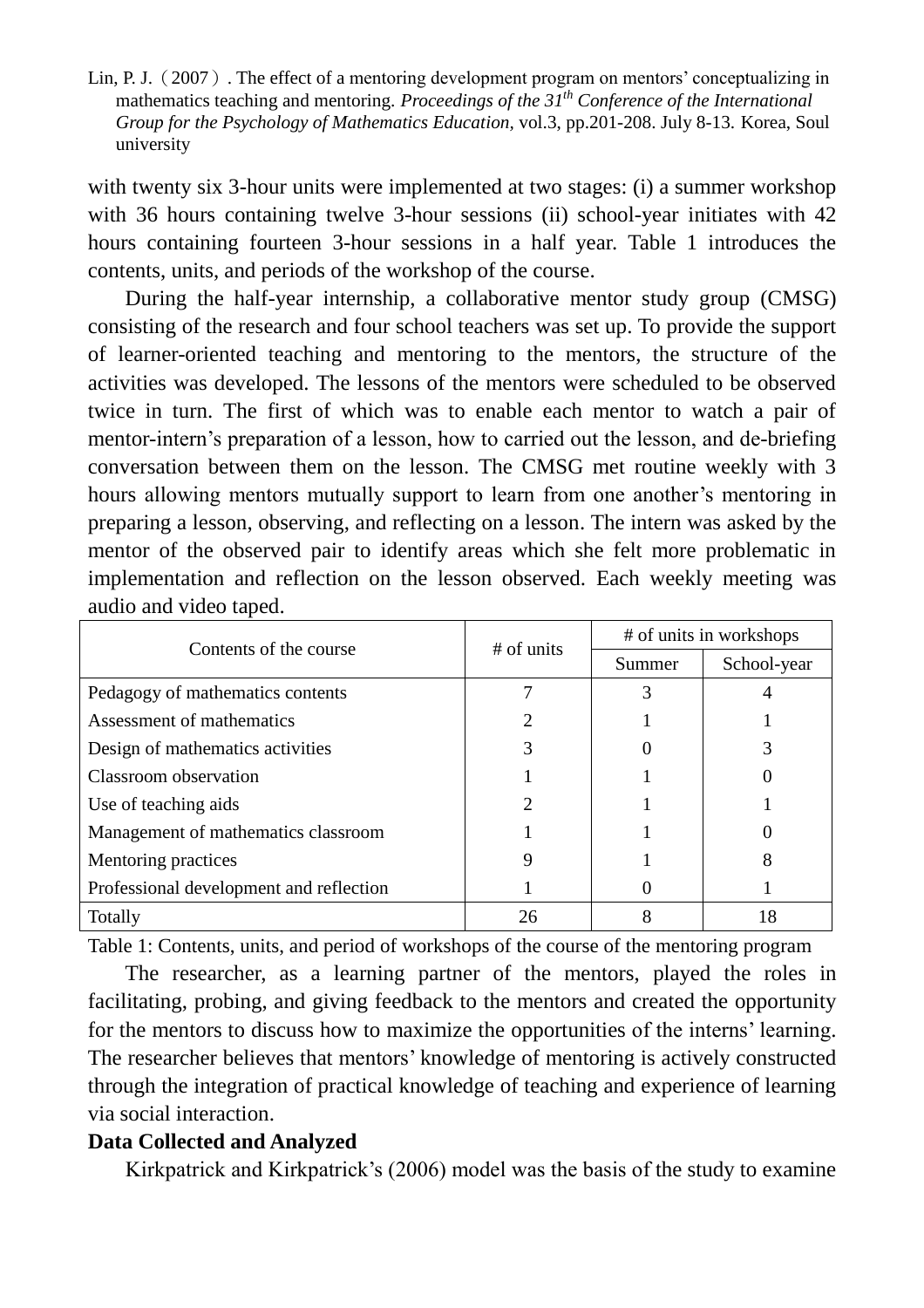with twenty six 3-hour units were implemented at two stages: (i) a summer workshop with 36 hours containing twelve 3-hour sessions (ii) school-year initiates with 42 hours containing fourteen 3-hour sessions in a half year. Table 1 introduces the contents, units, and periods of the workshop of the course.

During the half-year internship, a collaborative mentor study group (CMSG) consisting of the research and four school teachers was set up. To provide the support of learner-oriented teaching and mentoring to the mentors, the structure of the activities was developed. The lessons of the mentors were scheduled to be observed twice in turn. The first of which was to enable each mentor to watch a pair of mentor-intern's preparation of a lesson, how to carried out the lesson, and de-briefing conversation between them on the lesson. The CMSG met routine weekly with 3 hours allowing mentors mutually support to learn from one another's mentoring in preparing a lesson, observing, and reflecting on a lesson. The intern was asked by the mentor of the observed pair to identify areas which she felt more problematic in implementation and reflection on the lesson observed. Each weekly meeting was audio and video taped.

| Contents of the course | # of units | # of units in workshops | |
|---|---|---|---|
| | | Summer | School-year |
| Pedagogy of mathematics contents | 7 | 3 | 4 |
| Assessment of mathematics | 2 | 1 | 1 |
| Design of mathematics activities | 3 | 0 | 3 |
| Classroom observation | 1 | 1 | 0 |
| Use of teaching aids | 2 | 1 | 1 |
| Management of mathematics classroom | 1 | 1 | 0 |
| Mentoring practices | 9 | 1 | 8 |
| Professional development and reflection | 1 | 0 | 1 |
| Totally | 26 | 8 | 18 |

Table 1: Contents, units, and period of workshops of the course of the mentoring program

The researcher, as a learning partner of the mentors, played the roles in facilitating, probing, and giving feedback to the mentors and created the opportunity for the mentors to discuss how to maximize the opportunities of the interns' learning. The researcher believes that mentors' knowledge of mentoring is actively constructed through the integration of practical knowledge of teaching and experience of learning via social interaction.

**Data Collected and Analyzed**

Kirkpatrick and Kirkpatrick's (2006) model was the basis of the study to examine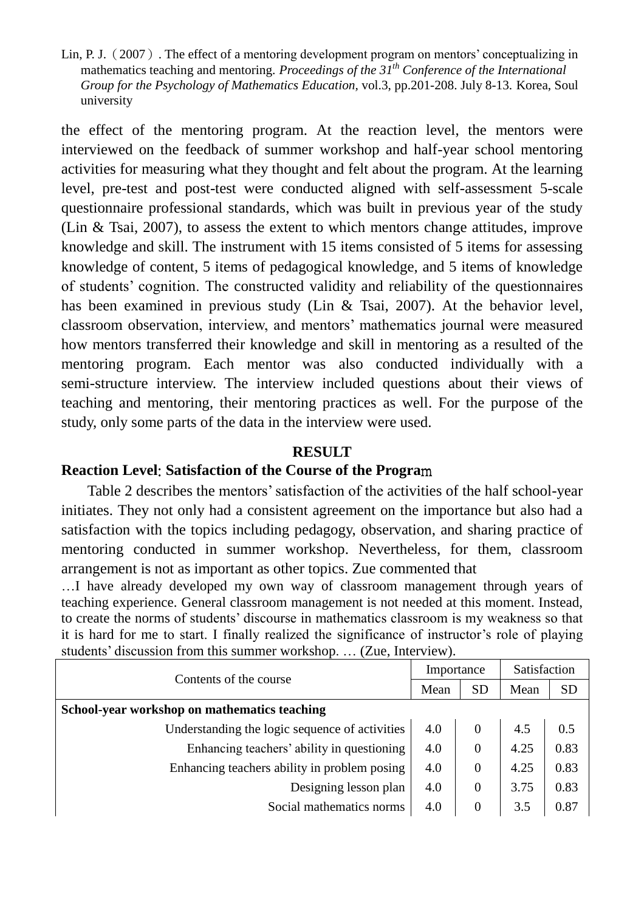the effect of the mentoring program. At the reaction level, the mentors were interviewed on the feedback of summer workshop and half-year school mentoring activities for measuring what they thought and felt about the program. At the learning level, pre-test and post-test were conducted aligned with self-assessment 5-scale questionnaire professional standards, which was built in previous year of the study (Lin & Tsai, 2007), to assess the extent to which mentors change attitudes, improve knowledge and skill. The instrument with 15 items consisted of 5 items for assessing knowledge of content, 5 items of pedagogical knowledge, and 5 items of knowledge of students' cognition. The constructed validity and reliability of the questionnaires has been examined in previous study (Lin & Tsai, 2007). At the behavior level, classroom observation, interview, and mentors' mathematics journal were measured how mentors transferred their knowledge and skill in mentoring as a resulted of the mentoring program. Each mentor was also conducted individually with a semi-structure interview. The interview included questions about their views of teaching and mentoring, their mentoring practices as well. For the purpose of the study, only some parts of the data in the interview were used.

## RESULT

### Reaction Level: Satisfaction of the Course of the Program

Table 2 describes the mentors' satisfaction of the activities of the half school-year initiates. They not only had a consistent agreement on the importance but also had a satisfaction with the topics including pedagogy, observation, and sharing practice of mentoring conducted in summer workshop. Nevertheless, for them, classroom arrangement is not as important as other topics. Zue commented that

> …I have already developed my own way of classroom management through years of teaching experience. General classroom management is not needed at this moment. Instead, to create the norms of students' discourse in mathematics classroom is my weakness so that it is hard for me to start. I finally realized the significance of instructor's role of playing students' discussion from this summer workshop. … (Zue, Interview).

| Contents of the course | Importance | | Satisfaction | |
|---|---|---|---|---|
| | Mean | SD | Mean | SD |
| **School-year workshop on mathematics teaching** | | | | |
| Understanding the logic sequence of activities | 4.0 | 0 | 4.5 | 0.5 |
| Enhancing teachers' ability in questioning | 4.0 | 0 | 4.25 | 0.83 |
| Enhancing teachers ability in problem posing | 4.0 | 0 | 4.25 | 0.83 |
| Designing lesson plan | 4.0 | 0 | 3.75 | 0.83 |
| Social mathematics norms | 4.0 | 0 | 3.5 | 0.87 |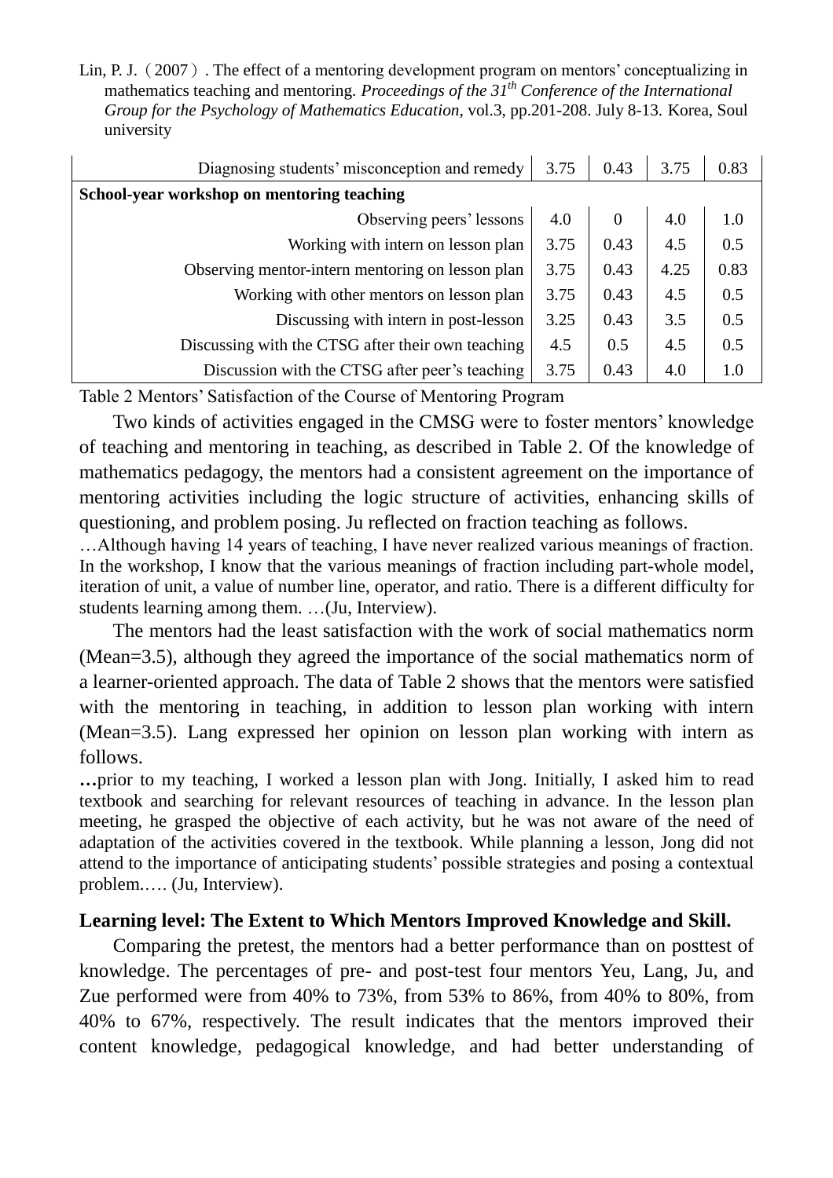| | | | | |
|---|---|---|---|---|
| Diagnosing students' misconception and remedy | 3.75 | 0.43 | 3.75 | 0.83 |
| **School-year workshop on mentoring teaching** | | | | |
| Observing peers' lessons | 4.0 | 0 | 4.0 | 1.0 |
| Working with intern on lesson plan | 3.75 | 0.43 | 4.5 | 0.5 |
| Observing mentor-intern mentoring on lesson plan | 3.75 | 0.43 | 4.25 | 0.83 |
| Working with other mentors on lesson plan | 3.75 | 0.43 | 4.5 | 0.5 |
| Discussing with intern in post-lesson | 3.25 | 0.43 | 3.5 | 0.5 |
| Discussing with the CTSG after their own teaching | 4.5 | 0.5 | 4.5 | 0.5 |
| Discussion with the CTSG after peer's teaching | 3.75 | 0.43 | 4.0 | 1.0 |

Table 2 Mentors' Satisfaction of the Course of Mentoring Program

Two kinds of activities engaged in the CMSG were to foster mentors' knowledge of teaching and mentoring in teaching, as described in Table 2. Of the knowledge of mathematics pedagogy, the mentors had a consistent agreement on the importance of mentoring activities including the logic structure of activities, enhancing skills of questioning, and problem posing. Ju reflected on fraction teaching as follows.

…Although having 14 years of teaching, I have never realized various meanings of fraction. In the workshop, I know that the various meanings of fraction including part-whole model, iteration of unit, a value of number line, operator, and ratio. There is a different difficulty for students learning among them. …(Ju, Interview).

The mentors had the least satisfaction with the work of social mathematics norm (Mean=3.5), although they agreed the importance of the social mathematics norm of a learner-oriented approach. The data of Table 2 shows that the mentors were satisfied with the mentoring in teaching, in addition to lesson plan working with intern (Mean=3.5). Lang expressed her opinion on lesson plan working with intern as follows.

**…**prior to my teaching, I worked a lesson plan with Jong. Initially, I asked him to read textbook and searching for relevant resources of teaching in advance. In the lesson plan meeting, he grasped the objective of each activity, but he was not aware of the need of adaptation of the activities covered in the textbook. While planning a lesson, Jong did not attend to the importance of anticipating students' possible strategies and posing a contextual problem.…. (Ju, Interview).

**Learning level: The Extent to Which Mentors Improved Knowledge and Skill.**

Comparing the pretest, the mentors had a better performance than on posttest of knowledge. The percentages of pre- and post-test four mentors Yeu, Lang, Ju, and Zue performed were from 40% to 73%, from 53% to 86%, from 40% to 80%, from 40% to 67%, respectively. The result indicates that the mentors improved their content knowledge, pedagogical knowledge, and had better understanding of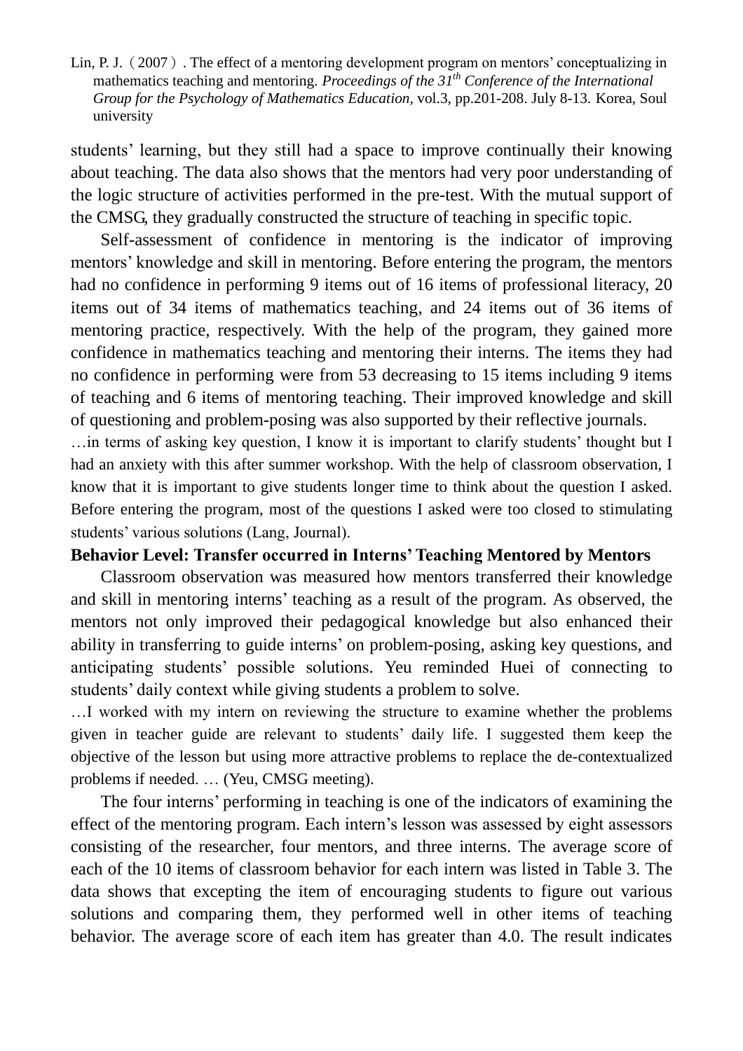students' learning, but they still had a space to improve continually their knowing about teaching. The data also shows that the mentors had very poor understanding of the logic structure of activities performed in the pre-test. With the mutual support of the CMSG, they gradually constructed the structure of teaching in specific topic.

Self-assessment of confidence in mentoring is the indicator of improving mentors' knowledge and skill in mentoring. Before entering the program, the mentors had no confidence in performing 9 items out of 16 items of professional literacy, 20 items out of 34 items of mathematics teaching, and 24 items out of 36 items of mentoring practice, respectively. With the help of the program, they gained more confidence in mathematics teaching and mentoring their interns. The items they had no confidence in performing were from 53 decreasing to 15 items including 9 items of teaching and 6 items of mentoring teaching. Their improved knowledge and skill of questioning and problem-posing was also supported by their reflective journals.

…in terms of asking key question, I know it is important to clarify students' thought but I had an anxiety with this after summer workshop. With the help of classroom observation, I know that it is important to give students longer time to think about the question I asked. Before entering the program, most of the questions I asked were too closed to stimulating students' various solutions (Lang, Journal).

**Behavior Level: Transfer occurred in Interns' Teaching Mentored by Mentors**

Classroom observation was measured how mentors transferred their knowledge and skill in mentoring interns' teaching as a result of the program. As observed, the mentors not only improved their pedagogical knowledge but also enhanced their ability in transferring to guide interns' on problem-posing, asking key questions, and anticipating students' possible solutions. Yeu reminded Huei of connecting to students' daily context while giving students a problem to solve.

…I worked with my intern on reviewing the structure to examine whether the problems given in teacher guide are relevant to students' daily life. I suggested them keep the objective of the lesson but using more attractive problems to replace the de-contextualized problems if needed. … (Yeu, CMSG meeting).

The four interns' performing in teaching is one of the indicators of examining the effect of the mentoring program. Each intern's lesson was assessed by eight assessors consisting of the researcher, four mentors, and three interns. The average score of each of the 10 items of classroom behavior for each intern was listed in Table 3. The data shows that excepting the item of encouraging students to figure out various solutions and comparing them, they performed well in other items of teaching behavior. The average score of each item has greater than 4.0. The result indicates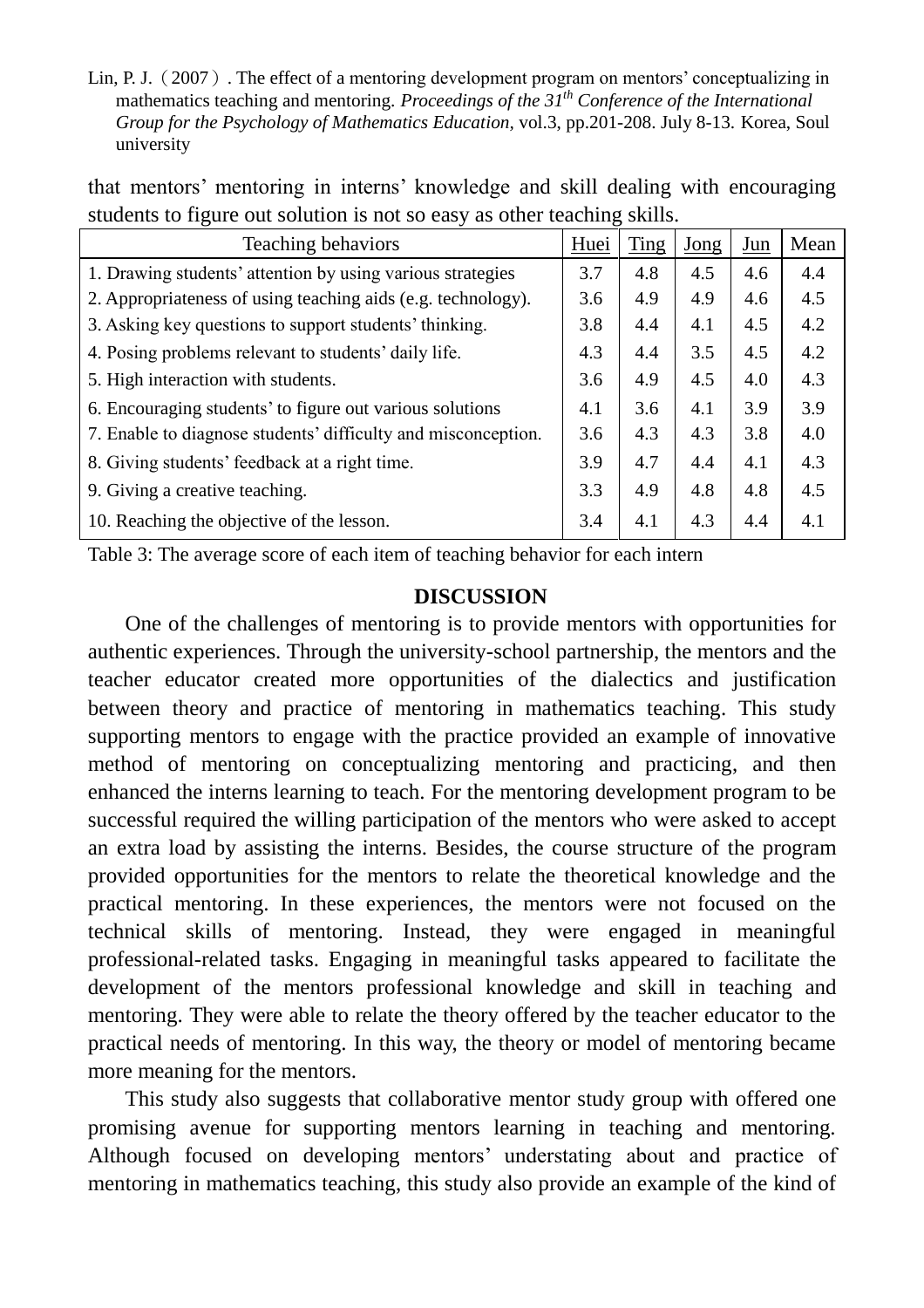that mentors' mentoring in interns' knowledge and skill dealing with encouraging students to figure out solution is not so easy as other teaching skills.

| Teaching behaviors | Huei | Ting | Jong | Jun | Mean |
|---|---|---|---|---|---|
| 1. Drawing students' attention by using various strategies | 3.7 | 4.8 | 4.5 | 4.6 | 4.4 |
| 2. Appropriateness of using teaching aids (e.g. technology). | 3.6 | 4.9 | 4.9 | 4.6 | 4.5 |
| 3. Asking key questions to support students' thinking. | 3.8 | 4.4 | 4.1 | 4.5 | 4.2 |
| 4. Posing problems relevant to students' daily life. | 4.3 | 4.4 | 3.5 | 4.5 | 4.2 |
| 5. High interaction with students. | 3.6 | 4.9 | 4.5 | 4.0 | 4.3 |
| 6. Encouraging students' to figure out various solutions | 4.1 | 3.6 | 4.1 | 3.9 | 3.9 |
| 7. Enable to diagnose students' difficulty and misconception. | 3.6 | 4.3 | 4.3 | 3.8 | 4.0 |
| 8. Giving students' feedback at a right time. | 3.9 | 4.7 | 4.4 | 4.1 | 4.3 |
| 9. Giving a creative teaching. | 3.3 | 4.9 | 4.8 | 4.8 | 4.5 |
| 10. Reaching the objective of the lesson. | 3.4 | 4.1 | 4.3 | 4.4 | 4.1 |

Table 3: The average score of each item of teaching behavior for each intern

## DISCUSSION

One of the challenges of mentoring is to provide mentors with opportunities for authentic experiences. Through the university-school partnership, the mentors and the teacher educator created more opportunities of the dialectics and justification between theory and practice of mentoring in mathematics teaching. This study supporting mentors to engage with the practice provided an example of innovative method of mentoring on conceptualizing mentoring and practicing, and then enhanced the interns learning to teach. For the mentoring development program to be successful required the willing participation of the mentors who were asked to accept an extra load by assisting the interns. Besides, the course structure of the program provided opportunities for the mentors to relate the theoretical knowledge and the practical mentoring. In these experiences, the mentors were not focused on the technical skills of mentoring. Instead, they were engaged in meaningful professional-related tasks. Engaging in meaningful tasks appeared to facilitate the development of the mentors professional knowledge and skill in teaching and mentoring. They were able to relate the theory offered by the teacher educator to the practical needs of mentoring. In this way, the theory or model of mentoring became more meaning for the mentors.

This study also suggests that collaborative mentor study group with offered one promising avenue for supporting mentors learning in teaching and mentoring. Although focused on developing mentors' understating about and practice of mentoring in mathematics teaching, this study also provide an example of the kind of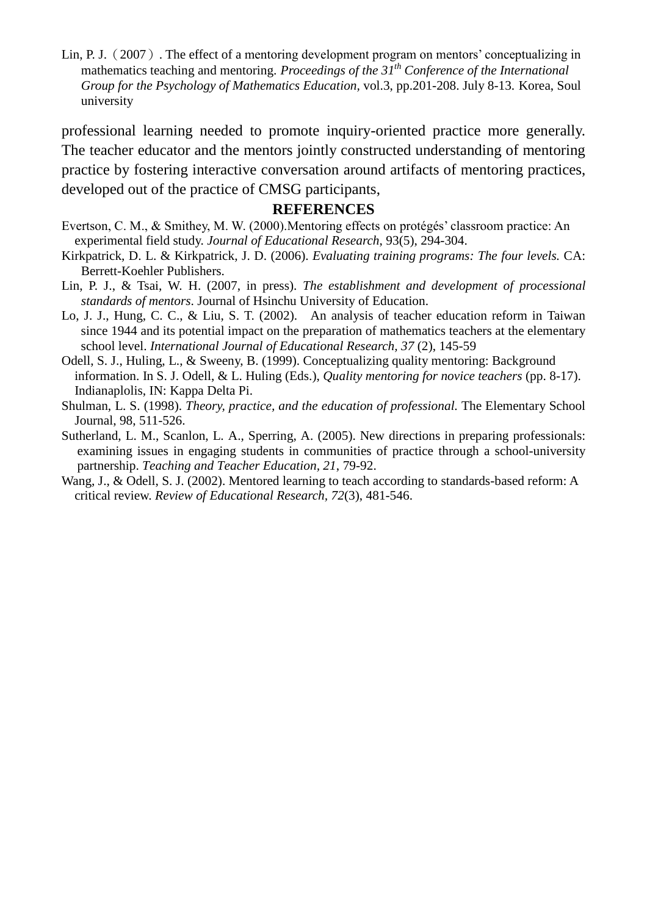professional learning needed to promote inquiry-oriented practice more generally. The teacher educator and the mentors jointly constructed understanding of mentoring practice by fostering interactive conversation around artifacts of mentoring practices, developed out of the practice of CMSG participants,

## REFERENCES

Evertson, C. M., & Smithey, M. W. (2000).Mentoring effects on protégés' classroom practice: An experimental field study. *Journal of Educational Research*, 93(5), 294-304.

Kirkpatrick, D. L. & Kirkpatrick, J. D. (2006). *Evaluating training programs: The four levels.* CA: Berrett-Koehler Publishers.

Lin, P. J., & Tsai, W. H. (2007, in press). *The establishment and development of processional standards of mentors*. Journal of Hsinchu University of Education.

Lo, J. J., Hung, C. C., & Liu, S. T. (2002). An analysis of teacher education reform in Taiwan since 1944 and its potential impact on the preparation of mathematics teachers at the elementary school level. *International Journal of Educational Research, 37* (2), 145-59

Odell, S. J., Huling, L., & Sweeny, B. (1999). Conceptualizing quality mentoring: Background information. In S. J. Odell, & L. Huling (Eds.), *Quality mentoring for novice teachers* (pp. 8-17). Indianaplolis, IN: Kappa Delta Pi.

Shulman, L. S. (1998). *Theory, practice, and the education of professional.* The Elementary School Journal, 98, 511-526.

Sutherland, L. M., Scanlon, L. A., Sperring, A. (2005). New directions in preparing professionals: examining issues in engaging students in communities of practice through a school-university partnership. *Teaching and Teacher Education, 21*, 79-92.

Wang, J., & Odell, S. J. (2002). Mentored learning to teach according to standards-based reform: A critical review. *Review of Educational Research, 72*(3), 481-546.